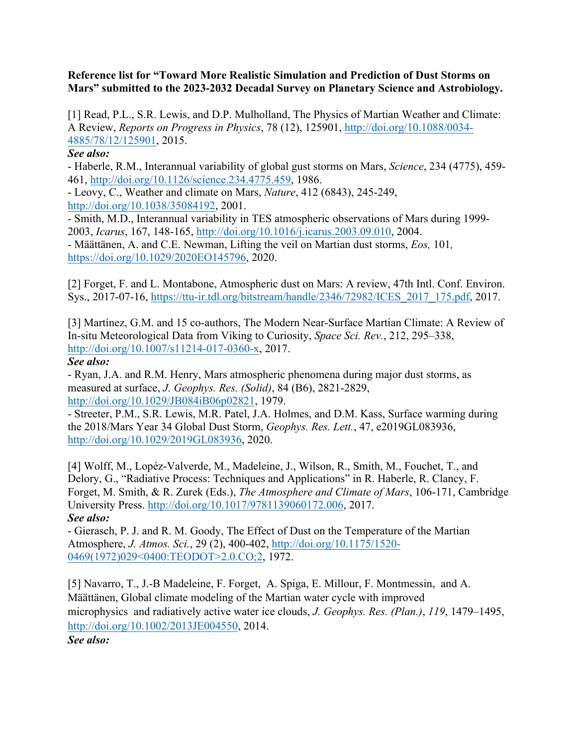**Reference list for "Toward More Realistic Simulation and Prediction of Dust Storms on Mars" submitted to the 2023-2032 Decadal Survey on Planetary Science and Astrobiology.**

[1] Read, P.L., S.R. Lewis, and D.P. Mulholland, The Physics of Martian Weather and Climate: A Review, *Reports on Progress in Physics*, 78 (12), 125901, http://doi.org/10.1088/0034-4885/78/12/125901, 2015.

***See also:***

- Haberle, R.M., Interannual variability of global gust storms on Mars, *Science*, 234 (4775), 459-461, http://doi.org/10.1126/science.234.4775.459, 1986.
- Leovy, C., Weather and climate on Mars, *Nature*, 412 (6843), 245-249, http://doi.org/10.1038/35084192, 2001.
- Smith, M.D., Interannual variability in TES atmospheric observations of Mars during 1999-2003, *Icarus*, 167, 148-165, http://doi.org/10.1016/j.icarus.2003.09.010, 2004.
- Määttänen, A. and C.E. Newman, Lifting the veil on Martian dust storms, *Eos,* 101*,* https://doi.org/10.1029/2020EO145796, 2020.

[2] Forget, F. and L. Montabone, Atmospheric dust on Mars: A review, 47th Intl. Conf. Environ. Sys., 2017-07-16, https://ttu-ir.tdl.org/bitstream/handle/2346/72982/ICES_2017_175.pdf, 2017.

[3] Martínez, G.M. and 15 co-authors, The Modern Near-Surface Martian Climate: A Review of In-situ Meteorological Data from Viking to Curiosity, *Space Sci. Rev.*, 212, 295–338, http://doi.org/10.1007/s11214-017-0360-x, 2017.

***See also:***

- Ryan, J.A. and R.M. Henry, Mars atmospheric phenomena during major dust storms, as measured at surface, *J. Geophys. Res. (Solid)*, 84 (B6), 2821-2829, http://doi.org/10.1029/JB084iB06p02821, 1979.
- Streeter, P.M., S.R. Lewis, M.R. Patel, J.A. Holmes, and D.M. Kass, Surface warming during the 2018/Mars Year 34 Global Dust Storm, *Geophys. Res. Lett.*, 47, e2019GL083936, http://doi.org/10.1029/2019GL083936, 2020.

[4] Wolff, M., Lopéz-Valverde, M., Madeleine, J., Wilson, R., Smith, M., Fouchet, T., and Delory, G., "Radiative Process: Techniques and Applications" in R. Haberle, R. Clancy, F. Forget, M. Smith, & R. Zurek (Eds.), *The Atmosphere and Climate of Mars*, 106-171, Cambridge University Press. http://doi.org/10.1017/9781139060172.006, 2017.

***See also:***

- Gierasch, P. J. and R. M. Goody, The Effect of Dust on the Temperature of the Martian Atmosphere, *J. Atmos. Sci.*, 29 (2), 400-402, http://doi.org/10.1175/1520-0469(1972)029<0400:TEODOT>2.0.CO;2, 1972.

[5] Navarro, T., J.-B Madeleine, F. Forget, A. Spiga, E. Millour, F. Montmessin, and A. Määttänen, Global climate modeling of the Martian water cycle with improved microphysics and radiatively active water ice clouds, *J. Geophys. Res. (Plan.)*, *119*, 1479–1495, http://doi.org/10.1002/2013JE004550, 2014.

***See also:***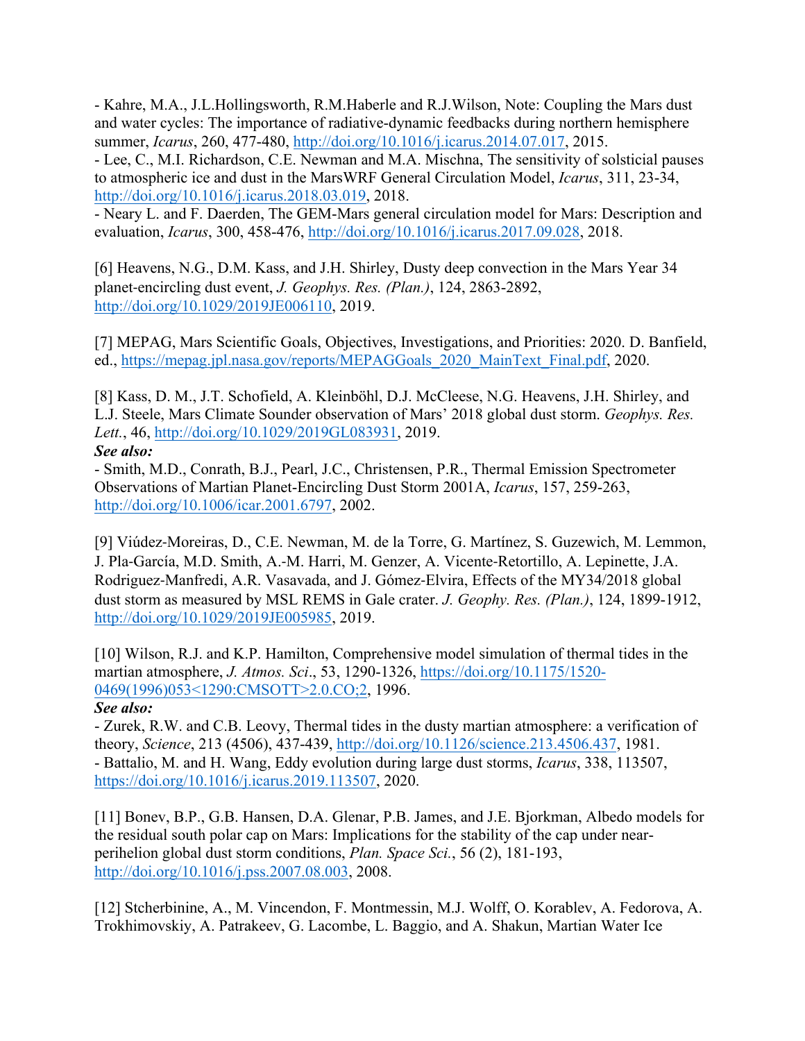- Kahre, M.A., J.L.Hollingsworth, R.M.Haberle and R.J.Wilson, Note: Coupling the Mars dust and water cycles: The importance of radiative-dynamic feedbacks during northern hemisphere summer, *Icarus*, 260, 477-480, http://doi.org/10.1016/j.icarus.2014.07.017, 2015.
- Lee, C., M.I. Richardson, C.E. Newman and M.A. Mischna, The sensitivity of solsticial pauses to atmospheric ice and dust in the MarsWRF General Circulation Model, *Icarus*, 311, 23-34, http://doi.org/10.1016/j.icarus.2018.03.019, 2018.
- Neary L. and F. Daerden, The GEM-Mars general circulation model for Mars: Description and evaluation, *Icarus*, 300, 458-476, http://doi.org/10.1016/j.icarus.2017.09.028, 2018.

[6] Heavens, N.G., D.M. Kass, and J.H. Shirley, Dusty deep convection in the Mars Year 34 planet-encircling dust event, *J. Geophys. Res. (Plan.)*, 124, 2863-2892, http://doi.org/10.1029/2019JE006110, 2019.

[7] MEPAG, Mars Scientific Goals, Objectives, Investigations, and Priorities: 2020. D. Banfield, ed., https://mepag.jpl.nasa.gov/reports/MEPAGGoals_2020_MainText_Final.pdf, 2020.

[8] Kass, D. M., J.T. Schofield, A. Kleinböhl, D.J. McCleese, N.G. Heavens, J.H. Shirley, and L.J. Steele, Mars Climate Sounder observation of Mars' 2018 global dust storm. *Geophys. Res. Lett.*, 46, http://doi.org/10.1029/2019GL083931, 2019.

***See also:***

- Smith, M.D., Conrath, B.J., Pearl, J.C., Christensen, P.R., Thermal Emission Spectrometer Observations of Martian Planet-Encircling Dust Storm 2001A, *Icarus*, 157, 259-263, http://doi.org/10.1006/icar.2001.6797, 2002.

[9] Viúdez-Moreiras, D., C.E. Newman, M. de la Torre, G. Martínez, S. Guzewich, M. Lemmon, J. Pla-García, M.D. Smith, A.-M. Harri, M. Genzer, A. Vicente-Retortillo, A. Lepinette, J.A. Rodriguez-Manfredi, A.R. Vasavada, and J. Gómez-Elvira, Effects of the MY34/2018 global dust storm as measured by MSL REMS in Gale crater. *J. Geophy. Res. (Plan.)*, 124, 1899-1912, http://doi.org/10.1029/2019JE005985, 2019.

[10] Wilson, R.J. and K.P. Hamilton, Comprehensive model simulation of thermal tides in the martian atmosphere, *J. Atmos. Sci*., 53, 1290-1326, https://doi.org/10.1175/1520-0469(1996)053<1290:CMSOTT>2.0.CO;2, 1996.

***See also:***

- Zurek, R.W. and C.B. Leovy, Thermal tides in the dusty martian atmosphere: a verification of theory, *Science*, 213 (4506), 437-439, http://doi.org/10.1126/science.213.4506.437, 1981.
- Battalio, M. and H. Wang, Eddy evolution during large dust storms, *Icarus*, 338, 113507, https://doi.org/10.1016/j.icarus.2019.113507, 2020.

[11] Bonev, B.P., G.B. Hansen, D.A. Glenar, P.B. James, and J.E. Bjorkman, Albedo models for the residual south polar cap on Mars: Implications for the stability of the cap under near-perihelion global dust storm conditions, *Plan. Space Sci.*, 56 (2), 181-193, http://doi.org/10.1016/j.pss.2007.08.003, 2008.

[12] Stcherbinine, A., M. Vincendon, F. Montmessin, M.J. Wolff, O. Korablev, A. Fedorova, A. Trokhimovskiy, A. Patrakeev, G. Lacombe, L. Baggio, and A. Shakun, Martian Water Ice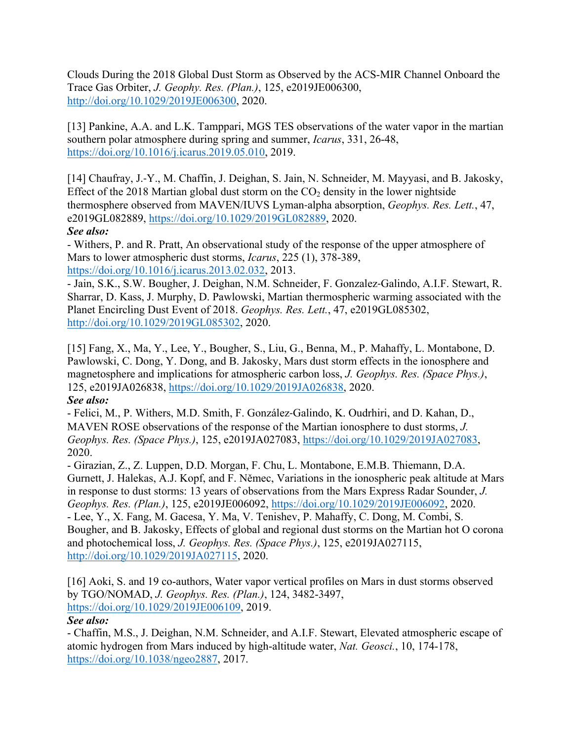Clouds During the 2018 Global Dust Storm as Observed by the ACS-MIR Channel Onboard the Trace Gas Orbiter, *J. Geophy. Res. (Plan.)*, 125, e2019JE006300, http://doi.org/10.1029/2019JE006300, 2020.

[13] Pankine, A.A. and L.K. Tamppari, MGS TES observations of the water vapor in the martian southern polar atmosphere during spring and summer, *Icarus*, 331, 26-48, https://doi.org/10.1016/j.icarus.2019.05.010, 2019.

[14] Chaufray, J.-Y., M. Chaffin, J. Deighan, S. Jain, N. Schneider, M. Mayyasi, and B. Jakosky, Effect of the 2018 Martian global dust storm on the $CO_2$ density in the lower nightside thermosphere observed from MAVEN/IUVS Lyman-alpha absorption, *Geophys. Res. Lett.*, 47, e2019GL082889, https://doi.org/10.1029/2019GL082889, 2020.

***See also:***

- Withers, P. and R. Pratt, An observational study of the response of the upper atmosphere of Mars to lower atmospheric dust storms, *Icarus*, 225 (1), 378-389, https://doi.org/10.1016/j.icarus.2013.02.032, 2013.
- Jain, S.K., S.W. Bougher, J. Deighan, N.M. Schneider, F. Gonzalez-Galindo, A.I.F. Stewart, R. Sharrar, D. Kass, J. Murphy, D. Pawlowski, Martian thermospheric warming associated with the Planet Encircling Dust Event of 2018. *Geophys. Res. Lett.*, 47, e2019GL085302, http://doi.org/10.1029/2019GL085302, 2020.

[15] Fang, X., Ma, Y., Lee, Y., Bougher, S., Liu, G., Benna, M., P. Mahaffy, L. Montabone, D. Pawlowski, C. Dong, Y. Dong, and B. Jakosky, Mars dust storm effects in the ionosphere and magnetosphere and implications for atmospheric carbon loss, *J. Geophys. Res. (Space Phys.)*, 125, e2019JA026838, https://doi.org/10.1029/2019JA026838, 2020.

***See also:***

- Felici, M., P. Withers, M.D. Smith, F. González-Galindo, K. Oudrhiri, and D. Kahan, D., MAVEN ROSE observations of the response of the Martian ionosphere to dust storms, *J. Geophys. Res. (Space Phys.)*, 125, e2019JA027083, https://doi.org/10.1029/2019JA027083, 2020.
- Girazian, Z., Z. Luppen, D.D. Morgan, F. Chu, L. Montabone, E.M.B. Thiemann, D.A. Gurnett, J. Halekas, A.J. Kopf, and F. Němec, Variations in the ionospheric peak altitude at Mars in response to dust storms: 13 years of observations from the Mars Express Radar Sounder, *J. Geophys. Res. (Plan.)*, 125, e2019JE006092, https://doi.org/10.1029/2019JE006092, 2020.
- Lee, Y., X. Fang, M. Gacesa, Y. Ma, V. Tenishev, P. Mahaffy, C. Dong, M. Combi, S. Bougher, and B. Jakosky, Effects of global and regional dust storms on the Martian hot O corona and photochemical loss, *J. Geophys. Res. (Space Phys.)*, 125, e2019JA027115, http://doi.org/10.1029/2019JA027115, 2020.

[16] Aoki, S. and 19 co-authors, Water vapor vertical profiles on Mars in dust storms observed by TGO/NOMAD, *J. Geophys. Res. (Plan.)*, 124, 3482-3497, https://doi.org/10.1029/2019JE006109, 2019.

***See also:***

- Chaffin, M.S., J. Deighan, N.M. Schneider, and A.I.F. Stewart, Elevated atmospheric escape of atomic hydrogen from Mars induced by high-altitude water, *Nat. Geosci.*, 10, 174-178, https://doi.org/10.1038/ngeo2887, 2017.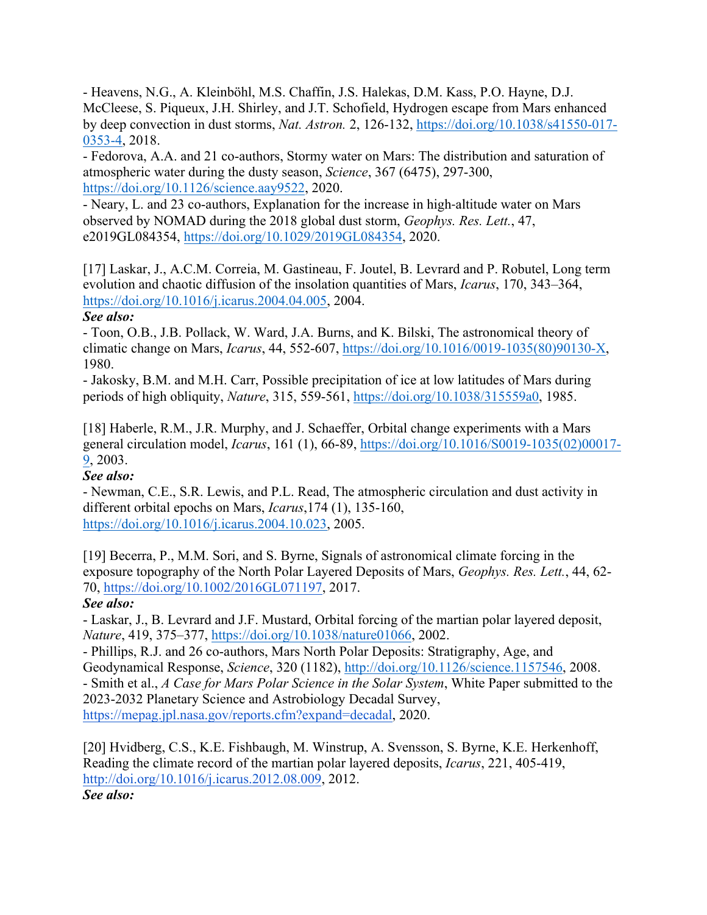- Heavens, N.G., A. Kleinböhl, M.S. Chaffin, J.S. Halekas, D.M. Kass, P.O. Hayne, D.J. McCleese, S. Piqueux, J.H. Shirley, and J.T. Schofield, Hydrogen escape from Mars enhanced by deep convection in dust storms, *Nat. Astron.* 2, 126-132, https://doi.org/10.1038/s41550-017-0353-4, 2018.
- Fedorova, A.A. and 21 co-authors, Stormy water on Mars: The distribution and saturation of atmospheric water during the dusty season, *Science*, 367 (6475), 297-300, https://doi.org/10.1126/science.aay9522, 2020.
- Neary, L. and 23 co-authors, Explanation for the increase in high-altitude water on Mars observed by NOMAD during the 2018 global dust storm, *Geophys. Res. Lett.*, 47, e2019GL084354, https://doi.org/10.1029/2019GL084354, 2020.

[17] Laskar, J., A.C.M. Correia, M. Gastineau, F. Joutel, B. Levrard and P. Robutel, Long term evolution and chaotic diffusion of the insolation quantities of Mars, *Icarus*, 170, 343–364, https://doi.org/10.1016/j.icarus.2004.04.005, 2004.
***See also:***
- Toon, O.B., J.B. Pollack, W. Ward, J.A. Burns, and K. Bilski, The astronomical theory of climatic change on Mars, *Icarus*, 44, 552-607, https://doi.org/10.1016/0019-1035(80)90130-X, 1980.
- Jakosky, B.M. and M.H. Carr, Possible precipitation of ice at low latitudes of Mars during periods of high obliquity, *Nature*, 315, 559-561, https://doi.org/10.1038/315559a0, 1985.

[18] Haberle, R.M., J.R. Murphy, and J. Schaeffer, Orbital change experiments with a Mars general circulation model, *Icarus*, 161 (1), 66-89, https://doi.org/10.1016/S0019-1035(02)00017-9, 2003.
***See also:***
- Newman, C.E., S.R. Lewis, and P.L. Read, The atmospheric circulation and dust activity in different orbital epochs on Mars, *Icarus*,174 (1), 135-160, https://doi.org/10.1016/j.icarus.2004.10.023, 2005.

[19] Becerra, P., M.M. Sori, and S. Byrne, Signals of astronomical climate forcing in the exposure topography of the North Polar Layered Deposits of Mars, *Geophys. Res. Lett.*, 44, 62-70, https://doi.org/10.1002/2016GL071197, 2017.
***See also:***
- Laskar, J., B. Levrard and J.F. Mustard, Orbital forcing of the martian polar layered deposit, *Nature*, 419, 375–377, https://doi.org/10.1038/nature01066, 2002.
- Phillips, R.J. and 26 co-authors, Mars North Polar Deposits: Stratigraphy, Age, and Geodynamical Response, *Science*, 320 (1182), http://doi.org/10.1126/science.1157546, 2008.
- Smith et al., *A Case for Mars Polar Science in the Solar System*, White Paper submitted to the 2023-2032 Planetary Science and Astrobiology Decadal Survey, https://mepag.jpl.nasa.gov/reports.cfm?expand=decadal, 2020.

[20] Hvidberg, C.S., K.E. Fishbaugh, M. Winstrup, A. Svensson, S. Byrne, K.E. Herkenhoff, Reading the climate record of the martian polar layered deposits, *Icarus*, 221, 405-419, http://doi.org/10.1016/j.icarus.2012.08.009, 2012.
***See also:***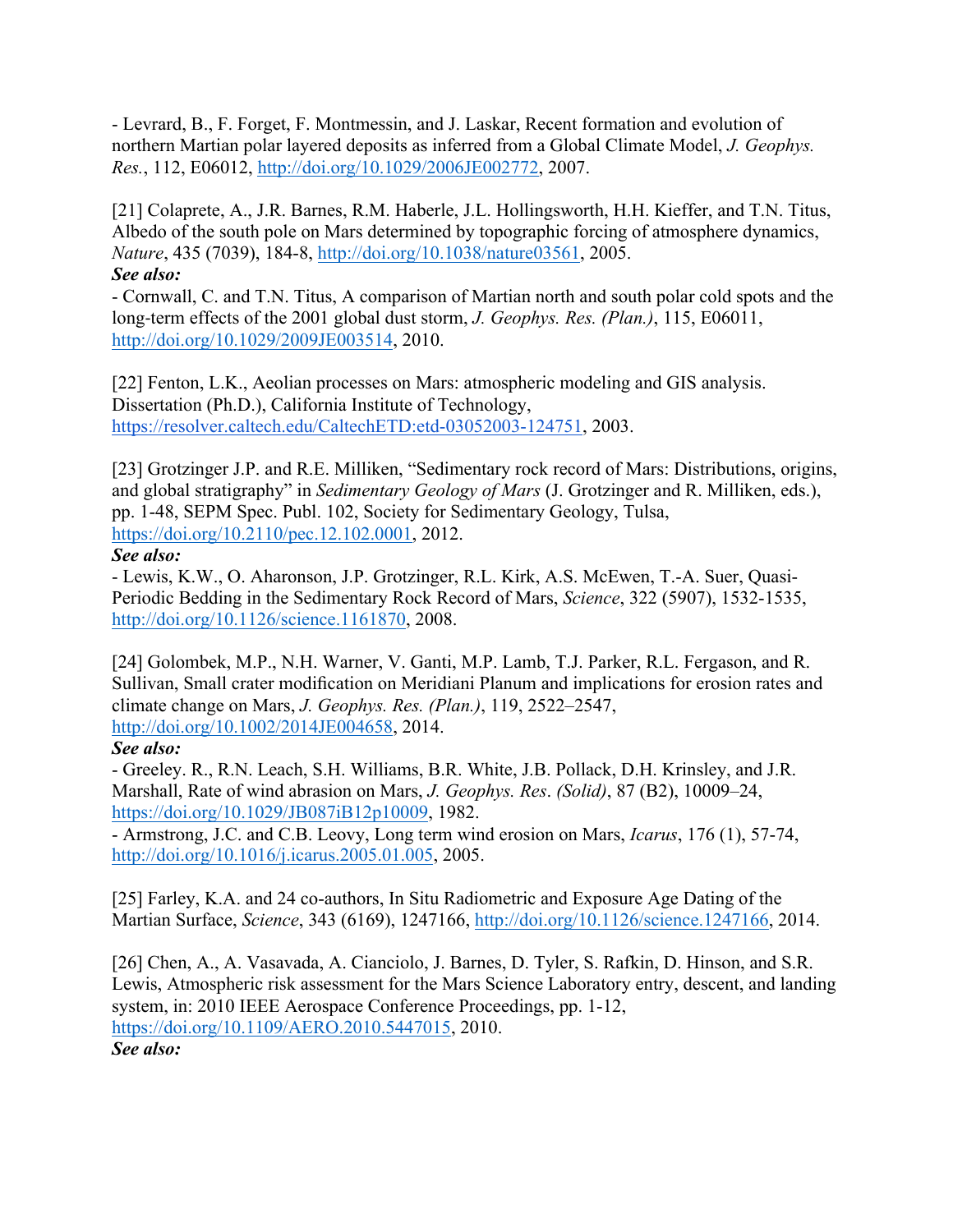- Levrard, B., F. Forget, F. Montmessin, and J. Laskar, Recent formation and evolution of northern Martian polar layered deposits as inferred from a Global Climate Model, *J. Geophys. Res.*, 112, E06012, http://doi.org/10.1029/2006JE002772, 2007.

[21] Colaprete, A., J.R. Barnes, R.M. Haberle, J.L. Hollingsworth, H.H. Kieffer, and T.N. Titus, Albedo of the south pole on Mars determined by topographic forcing of atmosphere dynamics, *Nature*, 435 (7039), 184-8, http://doi.org/10.1038/nature03561, 2005.
***See also:***
- Cornwall, C. and T.N. Titus, A comparison of Martian north and south polar cold spots and the long-term effects of the 2001 global dust storm, *J. Geophys. Res. (Plan.)*, 115, E06011, http://doi.org/10.1029/2009JE003514, 2010.

[22] Fenton, L.K., Aeolian processes on Mars: atmospheric modeling and GIS analysis. Dissertation (Ph.D.), California Institute of Technology, https://resolver.caltech.edu/CaltechETD:etd-03052003-124751, 2003.

[23] Grotzinger J.P. and R.E. Milliken, "Sedimentary rock record of Mars: Distributions, origins, and global stratigraphy" in *Sedimentary Geology of Mars* (J. Grotzinger and R. Milliken, eds.), pp. 1-48, SEPM Spec. Publ. 102, Society for Sedimentary Geology, Tulsa, https://doi.org/10.2110/pec.12.102.0001, 2012.
***See also:***
- Lewis, K.W., O. Aharonson, J.P. Grotzinger, R.L. Kirk, A.S. McEwen, T.-A. Suer, Quasi-Periodic Bedding in the Sedimentary Rock Record of Mars, *Science*, 322 (5907), 1532-1535, http://doi.org/10.1126/science.1161870, 2008.

[24] Golombek, M.P., N.H. Warner, V. Ganti, M.P. Lamb, T.J. Parker, R.L. Fergason, and R. Sullivan, Small crater modification on Meridiani Planum and implications for erosion rates and climate change on Mars, *J. Geophys. Res. (Plan.)*, 119, 2522–2547, http://doi.org/10.1002/2014JE004658, 2014.
***See also:***
- Greeley. R., R.N. Leach, S.H. Williams, B.R. White, J.B. Pollack, D.H. Krinsley, and J.R. Marshall, Rate of wind abrasion on Mars, *J. Geophys. Res. (Solid)*, 87 (B2), 10009–24, https://doi.org/10.1029/JB087iB12p10009, 1982.
- Armstrong, J.C. and C.B. Leovy, Long term wind erosion on Mars, *Icarus*, 176 (1), 57-74, http://doi.org/10.1016/j.icarus.2005.01.005, 2005.

[25] Farley, K.A. and 24 co-authors, In Situ Radiometric and Exposure Age Dating of the Martian Surface, *Science*, 343 (6169), 1247166, http://doi.org/10.1126/science.1247166, 2014.

[26] Chen, A., A. Vasavada, A. Cianciolo, J. Barnes, D. Tyler, S. Rafkin, D. Hinson, and S.R. Lewis, Atmospheric risk assessment for the Mars Science Laboratory entry, descent, and landing system, in: 2010 IEEE Aerospace Conference Proceedings, pp. 1-12, https://doi.org/10.1109/AERO.2010.5447015, 2010.
***See also:***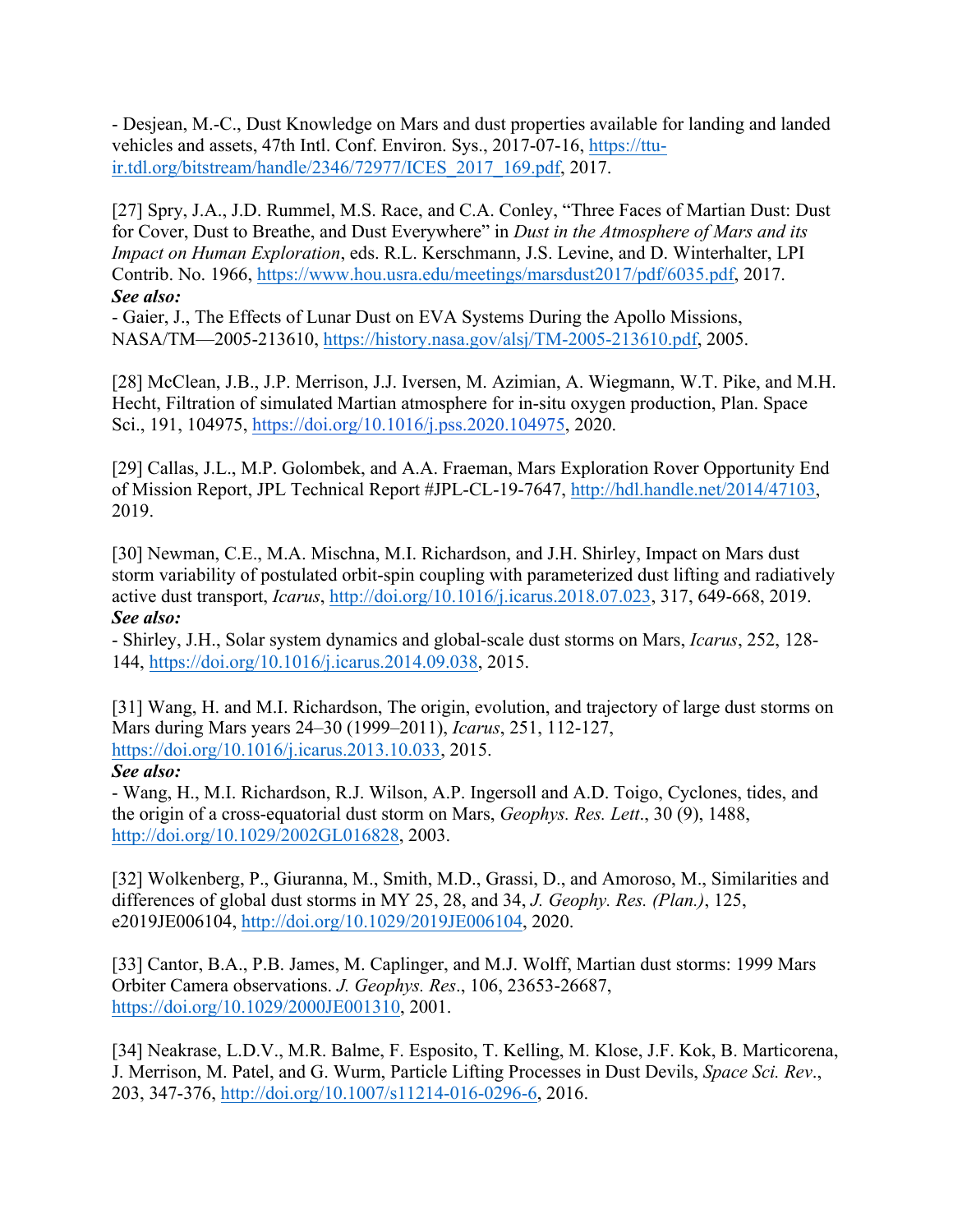- Desjean, M.-C., Dust Knowledge on Mars and dust properties available for landing and landed vehicles and assets, 47th Intl. Conf. Environ. Sys., 2017-07-16, https://ttu-ir.tdl.org/bitstream/handle/2346/72977/ICES_2017_169.pdf, 2017.

[27] Spry, J.A., J.D. Rummel, M.S. Race, and C.A. Conley, "Three Faces of Martian Dust: Dust for Cover, Dust to Breathe, and Dust Everywhere" in *Dust in the Atmosphere of Mars and its Impact on Human Exploration*, eds. R.L. Kerschmann, J.S. Levine, and D. Winterhalter, LPI Contrib. No. 1966, https://www.hou.usra.edu/meetings/marsdust2017/pdf/6035.pdf, 2017.
***See also:***
- Gaier, J., The Effects of Lunar Dust on EVA Systems During the Apollo Missions, NASA/TM—2005-213610, https://history.nasa.gov/alsj/TM-2005-213610.pdf, 2005.

[28] McClean, J.B., J.P. Merrison, J.J. Iversen, M. Azimian, A. Wiegmann, W.T. Pike, and M.H. Hecht, Filtration of simulated Martian atmosphere for in-situ oxygen production, Plan. Space Sci., 191, 104975, https://doi.org/10.1016/j.pss.2020.104975, 2020.

[29] Callas, J.L., M.P. Golombek, and A.A. Fraeman, Mars Exploration Rover Opportunity End of Mission Report, JPL Technical Report #JPL-CL-19-7647, http://hdl.handle.net/2014/47103, 2019.

[30] Newman, C.E., M.A. Mischna, M.I. Richardson, and J.H. Shirley, Impact on Mars dust storm variability of postulated orbit-spin coupling with parameterized dust lifting and radiatively active dust transport, *Icarus*, http://doi.org/10.1016/j.icarus.2018.07.023, 317, 649-668, 2019.
***See also:***
- Shirley, J.H., Solar system dynamics and global-scale dust storms on Mars, *Icarus*, 252, 128-144, https://doi.org/10.1016/j.icarus.2014.09.038, 2015.

[31] Wang, H. and M.I. Richardson, The origin, evolution, and trajectory of large dust storms on Mars during Mars years 24–30 (1999–2011), *Icarus*, 251, 112-127, https://doi.org/10.1016/j.icarus.2013.10.033, 2015.
***See also:***
- Wang, H., M.I. Richardson, R.J. Wilson, A.P. Ingersoll and A.D. Toigo, Cyclones, tides, and the origin of a cross-equatorial dust storm on Mars, *Geophys. Res. Lett*., 30 (9), 1488, http://doi.org/10.1029/2002GL016828, 2003.

[32] Wolkenberg, P., Giuranna, M., Smith, M.D., Grassi, D., and Amoroso, M., Similarities and differences of global dust storms in MY 25, 28, and 34, *J. Geophy. Res. (Plan.)*, 125, e2019JE006104, http://doi.org/10.1029/2019JE006104, 2020.

[33] Cantor, B.A., P.B. James, M. Caplinger, and M.J. Wolff, Martian dust storms: 1999 Mars Orbiter Camera observations. *J. Geophys. Res*., 106, 23653-26687, https://doi.org/10.1029/2000JE001310, 2001.

[34] Neakrase, L.D.V., M.R. Balme, F. Esposito, T. Kelling, M. Klose, J.F. Kok, B. Marticorena, J. Merrison, M. Patel, and G. Wurm, Particle Lifting Processes in Dust Devils, *Space Sci. Rev*., 203, 347-376, http://doi.org/10.1007/s11214-016-0296-6, 2016.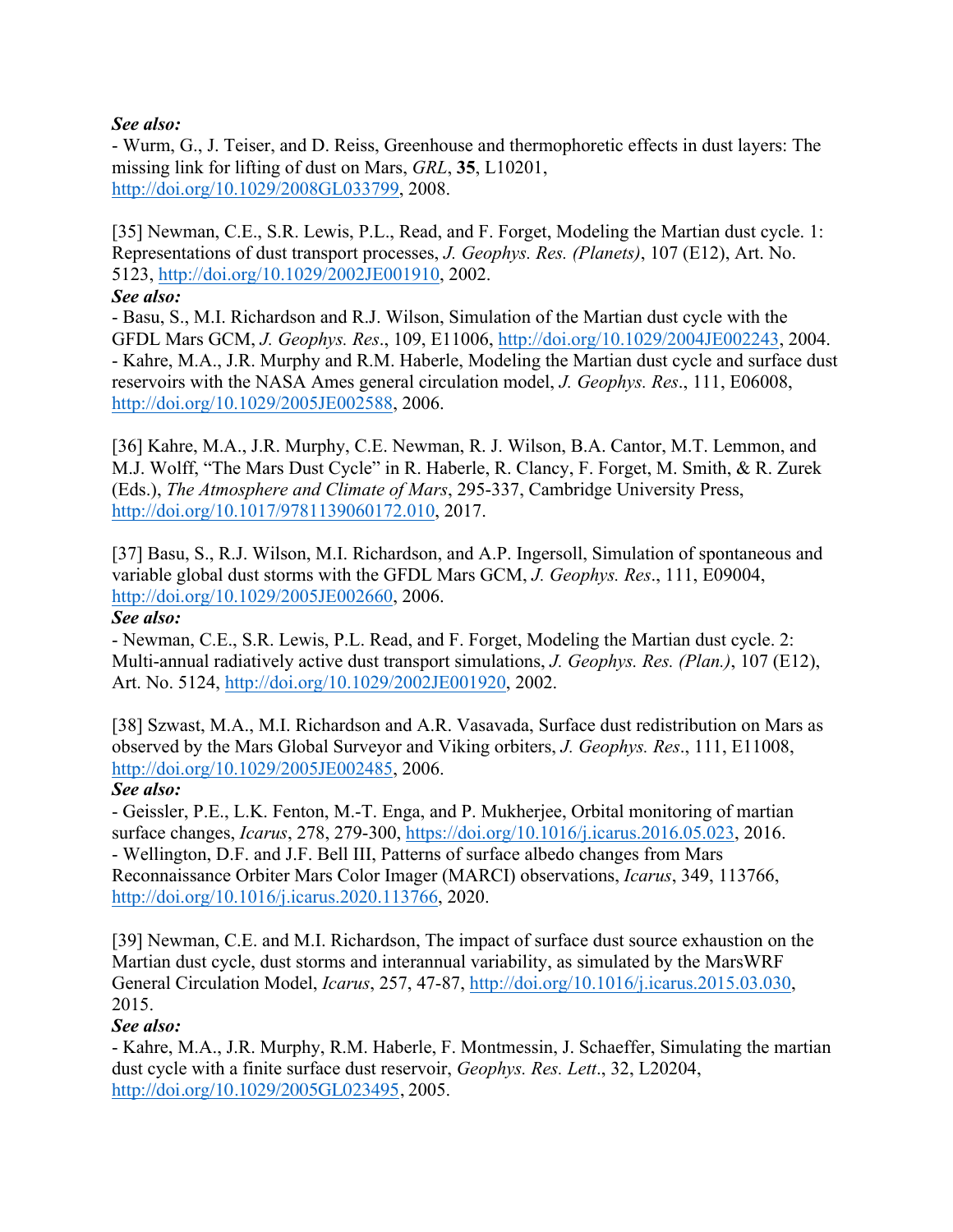***See also:***
- Wurm, G., J. Teiser, and D. Reiss, Greenhouse and thermophoretic effects in dust layers: The missing link for lifting of dust on Mars, *GRL*, **35**, L10201, http://doi.org/10.1029/2008GL033799, 2008.

[35] Newman, C.E., S.R. Lewis, P.L., Read, and F. Forget, Modeling the Martian dust cycle. 1: Representations of dust transport processes, *J. Geophys. Res. (Planets)*, 107 (E12), Art. No. 5123, http://doi.org/10.1029/2002JE001910, 2002.
***See also:***
- Basu, S., M.I. Richardson and R.J. Wilson, Simulation of the Martian dust cycle with the GFDL Mars GCM, *J. Geophys. Res*., 109, E11006, http://doi.org/10.1029/2004JE002243, 2004.
- Kahre, M.A., J.R. Murphy and R.M. Haberle, Modeling the Martian dust cycle and surface dust reservoirs with the NASA Ames general circulation model, *J. Geophys. Res*., 111, E06008, http://doi.org/10.1029/2005JE002588, 2006.

[36] Kahre, M.A., J.R. Murphy, C.E. Newman, R. J. Wilson, B.A. Cantor, M.T. Lemmon, and M.J. Wolff, "The Mars Dust Cycle" in R. Haberle, R. Clancy, F. Forget, M. Smith, & R. Zurek (Eds.), *The Atmosphere and Climate of Mars*, 295-337, Cambridge University Press, http://doi.org/10.1017/9781139060172.010, 2017.

[37] Basu, S., R.J. Wilson, M.I. Richardson, and A.P. Ingersoll, Simulation of spontaneous and variable global dust storms with the GFDL Mars GCM, *J. Geophys. Res*., 111, E09004, http://doi.org/10.1029/2005JE002660, 2006.
***See also:***
- Newman, C.E., S.R. Lewis, P.L. Read, and F. Forget, Modeling the Martian dust cycle. 2: Multi-annual radiatively active dust transport simulations, *J. Geophys. Res. (Plan.)*, 107 (E12), Art. No. 5124, http://doi.org/10.1029/2002JE001920, 2002.

[38] Szwast, M.A., M.I. Richardson and A.R. Vasavada, Surface dust redistribution on Mars as observed by the Mars Global Surveyor and Viking orbiters, *J. Geophys. Res*., 111, E11008, http://doi.org/10.1029/2005JE002485, 2006.
***See also:***
- Geissler, P.E., L.K. Fenton, M.-T. Enga, and P. Mukherjee, Orbital monitoring of martian surface changes, *Icarus*, 278, 279-300, https://doi.org/10.1016/j.icarus.2016.05.023, 2016.
- Wellington, D.F. and J.F. Bell III, Patterns of surface albedo changes from Mars Reconnaissance Orbiter Mars Color Imager (MARCI) observations, *Icarus*, 349, 113766, http://doi.org/10.1016/j.icarus.2020.113766, 2020.

[39] Newman, C.E. and M.I. Richardson, The impact of surface dust source exhaustion on the Martian dust cycle, dust storms and interannual variability, as simulated by the MarsWRF General Circulation Model, *Icarus*, 257, 47-87, http://doi.org/10.1016/j.icarus.2015.03.030, 2015.
***See also:***
- Kahre, M.A., J.R. Murphy, R.M. Haberle, F. Montmessin, J. Schaeffer, Simulating the martian dust cycle with a finite surface dust reservoir, *Geophys. Res. Lett*., 32, L20204, http://doi.org/10.1029/2005GL023495, 2005.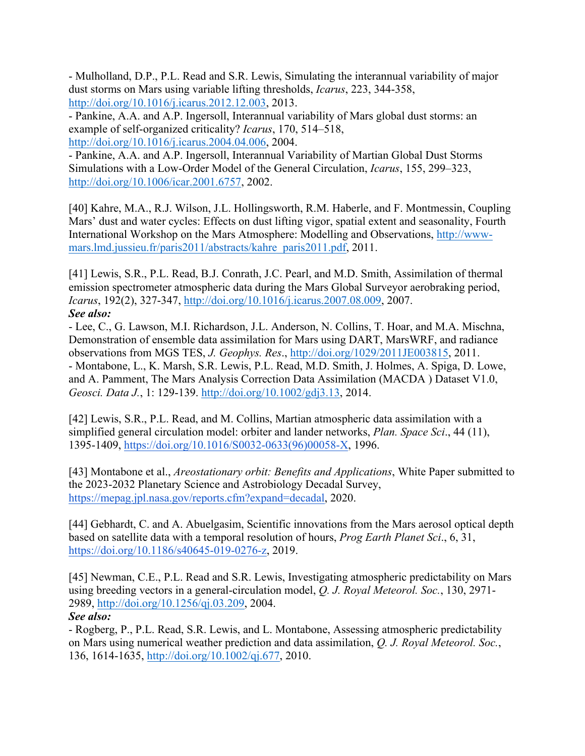- Mulholland, D.P., P.L. Read and S.R. Lewis, Simulating the interannual variability of major dust storms on Mars using variable lifting thresholds, *Icarus*, 223, 344-358, http://doi.org/10.1016/j.icarus.2012.12.003, 2013.
- Pankine, A.A. and A.P. Ingersoll, Interannual variability of Mars global dust storms: an example of self-organized criticality? *Icarus*, 170, 514–518, http://doi.org/10.1016/j.icarus.2004.04.006, 2004.
- Pankine, A.A. and A.P. Ingersoll, Interannual Variability of Martian Global Dust Storms Simulations with a Low-Order Model of the General Circulation, *Icarus*, 155, 299–323, http://doi.org/10.1006/icar.2001.6757, 2002.

[40] Kahre, M.A., R.J. Wilson, J.L. Hollingsworth, R.M. Haberle, and F. Montmessin, Coupling Mars' dust and water cycles: Effects on dust lifting vigor, spatial extent and seasonality, Fourth International Workshop on the Mars Atmosphere: Modelling and Observations, http://www-mars.lmd.jussieu.fr/paris2011/abstracts/kahre_paris2011.pdf, 2011.

[41] Lewis, S.R., P.L. Read, B.J. Conrath, J.C. Pearl, and M.D. Smith, Assimilation of thermal emission spectrometer atmospheric data during the Mars Global Surveyor aerobraking period, *Icarus*, 192(2), 327-347, http://doi.org/10.1016/j.icarus.2007.08.009, 2007.
***See also:***
- Lee, C., G. Lawson, M.I. Richardson, J.L. Anderson, N. Collins, T. Hoar, and M.A. Mischna, Demonstration of ensemble data assimilation for Mars using DART, MarsWRF, and radiance observations from MGS TES, *J. Geophys. Res*., http://doi.org/1029/2011JE003815, 2011.
- Montabone, L., K. Marsh, S.R. Lewis, P.L. Read, M.D. Smith, J. Holmes, A. Spiga, D. Lowe, and A. Pamment, The Mars Analysis Correction Data Assimilation (MACDA ) Dataset V1.0, *Geosci. Data J.*, 1: 129-139. http://doi.org/10.1002/gdj3.13, 2014.

[42] Lewis, S.R., P.L. Read, and M. Collins, Martian atmospheric data assimilation with a simplified general circulation model: orbiter and lander networks, *Plan. Space Sci*., 44 (11), 1395-1409, https://doi.org/10.1016/S0032-0633(96)00058-X, 1996.

[43] Montabone et al., *Areostationary orbit: Benefits and Applications*, White Paper submitted to the 2023-2032 Planetary Science and Astrobiology Decadal Survey, https://mepag.jpl.nasa.gov/reports.cfm?expand=decadal, 2020.

[44] Gebhardt, C. and A. Abuelgasim, Scientific innovations from the Mars aerosol optical depth based on satellite data with a temporal resolution of hours, *Prog Earth Planet Sci*., 6, 31, https://doi.org/10.1186/s40645-019-0276-z, 2019.

[45] Newman, C.E., P.L. Read and S.R. Lewis, Investigating atmospheric predictability on Mars using breeding vectors in a general-circulation model, *Q. J. Royal Meteorol. Soc.*, 130, 2971-2989, http://doi.org/10.1256/qj.03.209, 2004.
***See also:***
- Rogberg, P., P.L. Read, S.R. Lewis, and L. Montabone, Assessing atmospheric predictability on Mars using numerical weather prediction and data assimilation, *Q. J. Royal Meteorol. Soc.*, 136, 1614-1635, http://doi.org/10.1002/qj.677, 2010.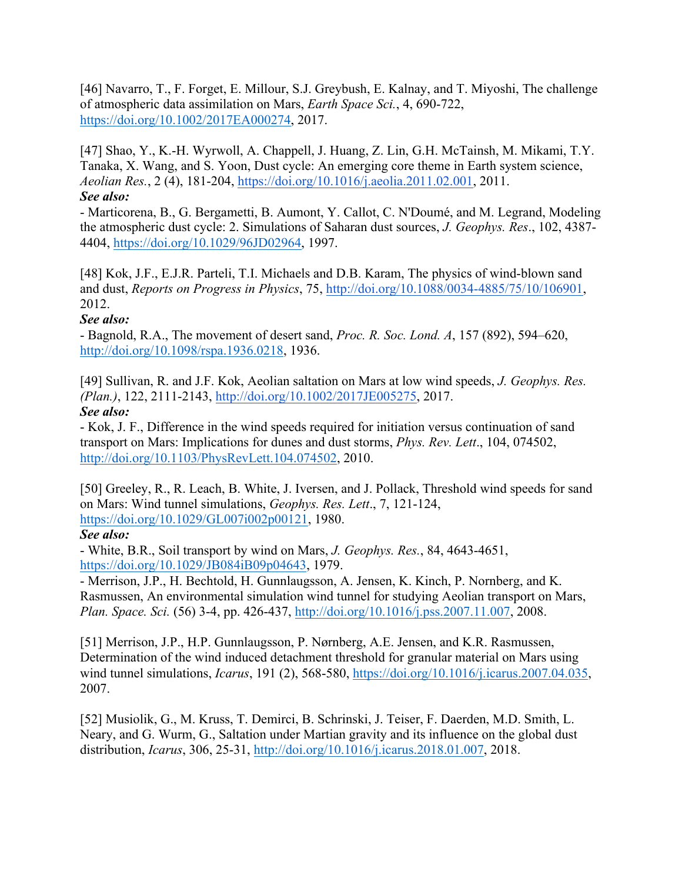[46] Navarro, T., F. Forget, E. Millour, S.J. Greybush, E. Kalnay, and T. Miyoshi, The challenge of atmospheric data assimilation on Mars, *Earth Space Sci.*, 4, 690-722, https://doi.org/10.1002/2017EA000274, 2017.

[47] Shao, Y., K.-H. Wyrwoll, A. Chappell, J. Huang, Z. Lin, G.H. McTainsh, M. Mikami, T.Y. Tanaka, X. Wang, and S. Yoon, Dust cycle: An emerging core theme in Earth system science, *Aeolian Res.*, 2 (4), 181-204, https://doi.org/10.1016/j.aeolia.2011.02.001, 2011.
***See also:***
- Marticorena, B., G. Bergametti, B. Aumont, Y. Callot, C. N'Doumé, and M. Legrand, Modeling the atmospheric dust cycle: 2. Simulations of Saharan dust sources, *J. Geophys. Res*., 102, 4387-4404, https://doi.org/10.1029/96JD02964, 1997.

[48] Kok, J.F., E.J.R. Parteli, T.I. Michaels and D.B. Karam, The physics of wind-blown sand and dust, *Reports on Progress in Physics*, 75, http://doi.org/10.1088/0034-4885/75/10/106901, 2012.
***See also:***
- Bagnold, R.A., The movement of desert sand, *Proc. R. Soc. Lond. A*, 157 (892), 594–620, http://doi.org/10.1098/rspa.1936.0218, 1936.

[49] Sullivan, R. and J.F. Kok, Aeolian saltation on Mars at low wind speeds, *J. Geophys. Res. (Plan.)*, 122, 2111-2143, http://doi.org/10.1002/2017JE005275, 2017.
***See also:***
- Kok, J. F., Difference in the wind speeds required for initiation versus continuation of sand transport on Mars: Implications for dunes and dust storms, *Phys. Rev. Lett*., 104, 074502, http://doi.org/10.1103/PhysRevLett.104.074502, 2010.

[50] Greeley, R., R. Leach, B. White, J. Iversen, and J. Pollack, Threshold wind speeds for sand on Mars: Wind tunnel simulations, *Geophys. Res. Lett*., 7, 121-124, https://doi.org/10.1029/GL007i002p00121, 1980.
***See also:***
- White, B.R., Soil transport by wind on Mars, *J. Geophys. Res.*, 84, 4643-4651, https://doi.org/10.1029/JB084iB09p04643, 1979.
- Merrison, J.P., H. Bechtold, H. Gunnlaugsson, A. Jensen, K. Kinch, P. Nornberg, and K. Rasmussen, An environmental simulation wind tunnel for studying Aeolian transport on Mars, *Plan. Space. Sci.* (56) 3-4, pp. 426-437, http://doi.org/10.1016/j.pss.2007.11.007, 2008.

[51] Merrison, J.P., H.P. Gunnlaugsson, P. Nørnberg, A.E. Jensen, and K.R. Rasmussen, Determination of the wind induced detachment threshold for granular material on Mars using wind tunnel simulations, *Icarus*, 191 (2), 568-580, https://doi.org/10.1016/j.icarus.2007.04.035, 2007.

[52] Musiolik, G., M. Kruss, T. Demirci, B. Schrinski, J. Teiser, F. Daerden, M.D. Smith, L. Neary, and G. Wurm, G., Saltation under Martian gravity and its influence on the global dust distribution, *Icarus*, 306, 25-31, http://doi.org/10.1016/j.icarus.2018.01.007, 2018.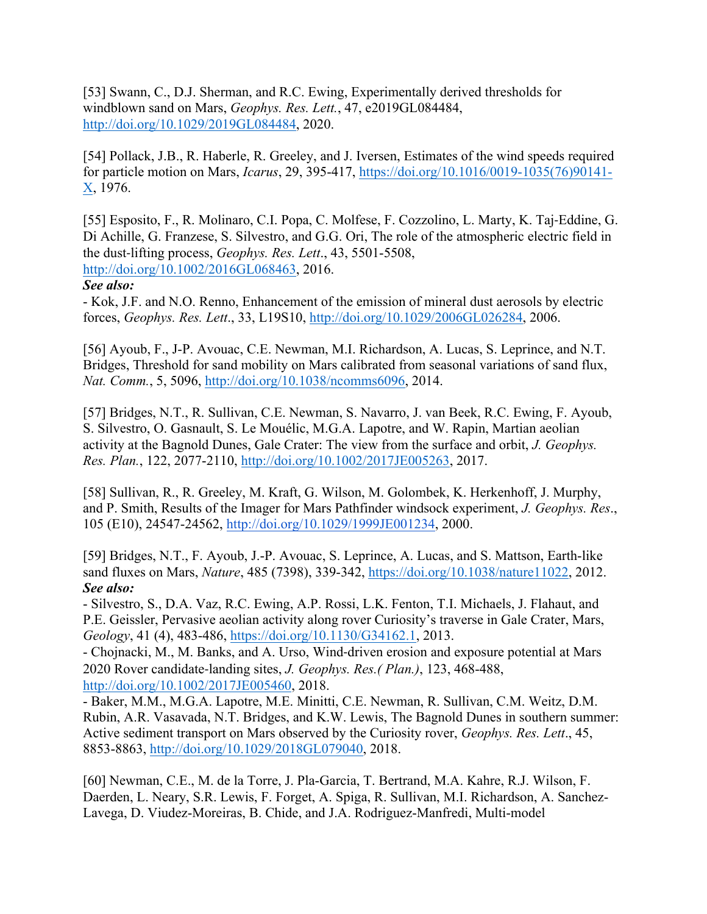[53] Swann, C., D.J. Sherman, and R.C. Ewing, Experimentally derived thresholds for windblown sand on Mars, *Geophys. Res. Lett.*, 47, e2019GL084484, http://doi.org/10.1029/2019GL084484, 2020.

[54] Pollack, J.B., R. Haberle, R. Greeley, and J. Iversen, Estimates of the wind speeds required for particle motion on Mars, *Icarus*, 29, 395-417, https://doi.org/10.1016/0019-1035(76)90141-X, 1976.

[55] Esposito, F., R. Molinaro, C.I. Popa, C. Molfese, F. Cozzolino, L. Marty, K. Taj-Eddine, G. Di Achille, G. Franzese, S. Silvestro, and G.G. Ori, The role of the atmospheric electric field in the dust-lifting process, *Geophys. Res. Lett*., 43, 5501-5508, http://doi.org/10.1002/2016GL068463, 2016.

***See also:***

- Kok, J.F. and N.O. Renno, Enhancement of the emission of mineral dust aerosols by electric forces, *Geophys. Res. Lett*., 33, L19S10, http://doi.org/10.1029/2006GL026284, 2006.

[56] Ayoub, F., J-P. Avouac, C.E. Newman, M.I. Richardson, A. Lucas, S. Leprince, and N.T. Bridges, Threshold for sand mobility on Mars calibrated from seasonal variations of sand flux, *Nat. Comm.*, 5, 5096, http://doi.org/10.1038/ncomms6096, 2014.

[57] Bridges, N.T., R. Sullivan, C.E. Newman, S. Navarro, J. van Beek, R.C. Ewing, F. Ayoub, S. Silvestro, O. Gasnault, S. Le Mouélic, M.G.A. Lapotre, and W. Rapin, Martian aeolian activity at the Bagnold Dunes, Gale Crater: The view from the surface and orbit, *J. Geophys. Res. Plan.*, 122, 2077-2110, http://doi.org/10.1002/2017JE005263, 2017.

[58] Sullivan, R., R. Greeley, M. Kraft, G. Wilson, M. Golombek, K. Herkenhoff, J. Murphy, and P. Smith, Results of the Imager for Mars Pathfinder windsock experiment, *J. Geophys. Res*., 105 (E10), 24547-24562, http://doi.org/10.1029/1999JE001234, 2000.

[59] Bridges, N.T., F. Ayoub, J.-P. Avouac, S. Leprince, A. Lucas, and S. Mattson, Earth-like sand fluxes on Mars, *Nature*, 485 (7398), 339-342, https://doi.org/10.1038/nature11022, 2012.

***See also:***

- Silvestro, S., D.A. Vaz, R.C. Ewing, A.P. Rossi, L.K. Fenton, T.I. Michaels, J. Flahaut, and P.E. Geissler, Pervasive aeolian activity along rover Curiosity's traverse in Gale Crater, Mars, *Geology*, 41 (4), 483-486, https://doi.org/10.1130/G34162.1, 2013.
- Chojnacki, M., M. Banks, and A. Urso, Wind-driven erosion and exposure potential at Mars 2020 Rover candidate-landing sites, *J. Geophys. Res.( Plan.)*, 123, 468-488, http://doi.org/10.1002/2017JE005460, 2018.
- Baker, M.M., M.G.A. Lapotre, M.E. Minitti, C.E. Newman, R. Sullivan, C.M. Weitz, D.M. Rubin, A.R. Vasavada, N.T. Bridges, and K.W. Lewis, The Bagnold Dunes in southern summer: Active sediment transport on Mars observed by the Curiosity rover, *Geophys. Res. Lett*., 45, 8853-8863, http://doi.org/10.1029/2018GL079040, 2018.

[60] Newman, C.E., M. de la Torre, J. Pla-Garcia, T. Bertrand, M.A. Kahre, R.J. Wilson, F. Daerden, L. Neary, S.R. Lewis, F. Forget, A. Spiga, R. Sullivan, M.I. Richardson, A. Sanchez-Lavega, D. Viudez-Moreiras, B. Chide, and J.A. Rodriguez-Manfredi, Multi-model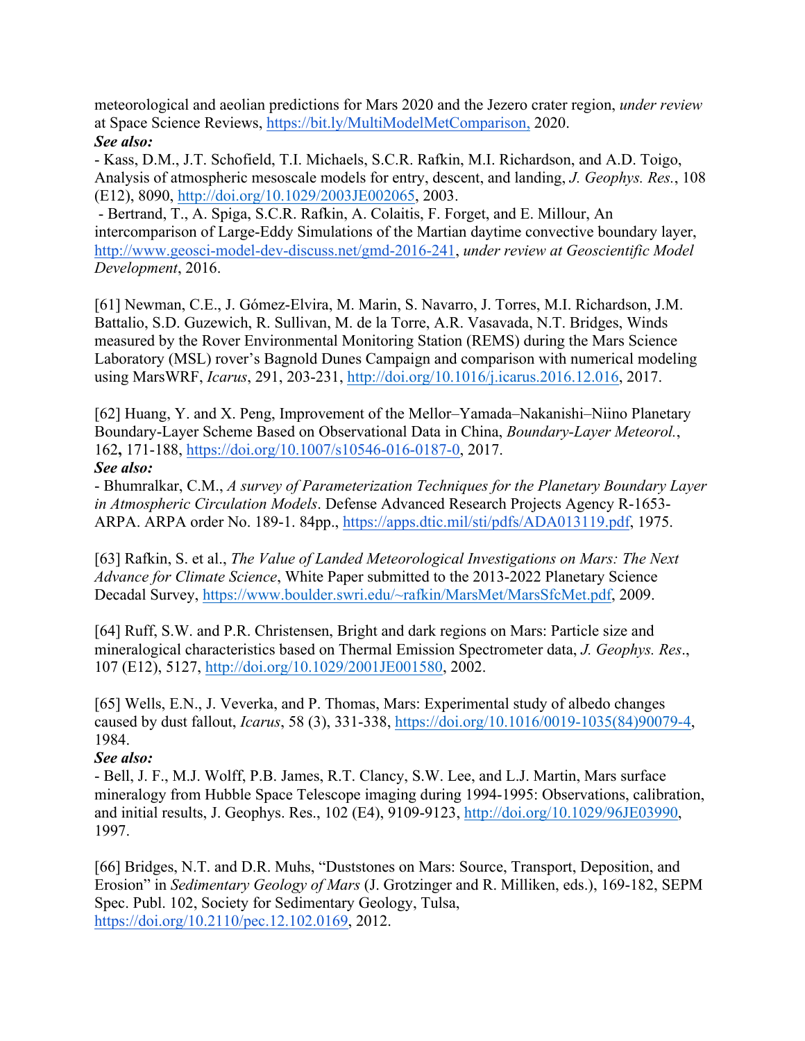meteorological and aeolian predictions for Mars 2020 and the Jezero crater region, *under review* at Space Science Reviews, https://bit.ly/MultiModelMetComparison, 2020.

***See also:***

- Kass, D.M., J.T. Schofield, T.I. Michaels, S.C.R. Rafkin, M.I. Richardson, and A.D. Toigo, Analysis of atmospheric mesoscale models for entry, descent, and landing, *J. Geophys. Res.*, 108 (E12), 8090, http://doi.org/10.1029/2003JE002065, 2003.
- Bertrand, T., A. Spiga, S.C.R. Rafkin, A. Colaitis, F. Forget, and E. Millour, An intercomparison of Large-Eddy Simulations of the Martian daytime convective boundary layer, http://www.geosci-model-dev-discuss.net/gmd-2016-241, *under review at Geoscientific Model Development*, 2016.

[61] Newman, C.E., J. Gómez-Elvira, M. Marin, S. Navarro, J. Torres, M.I. Richardson, J.M. Battalio, S.D. Guzewich, R. Sullivan, M. de la Torre, A.R. Vasavada, N.T. Bridges, Winds measured by the Rover Environmental Monitoring Station (REMS) during the Mars Science Laboratory (MSL) rover's Bagnold Dunes Campaign and comparison with numerical modeling using MarsWRF, *Icarus*, 291, 203-231, http://doi.org/10.1016/j.icarus.2016.12.016, 2017.

[62] Huang, Y. and X. Peng, Improvement of the Mellor–Yamada–Nakanishi–Niino Planetary Boundary-Layer Scheme Based on Observational Data in China, *Boundary-Layer Meteorol.*, 162**,** 171-188, https://doi.org/10.1007/s10546-016-0187-0, 2017.

***See also:***

- Bhumralkar, C.M., *A survey of Parameterization Techniques for the Planetary Boundary Layer in Atmospheric Circulation Models*. Defense Advanced Research Projects Agency R-1653-ARPA. ARPA order No. 189-1. 84pp., https://apps.dtic.mil/sti/pdfs/ADA013119.pdf, 1975.

[63] Rafkin, S. et al., *The Value of Landed Meteorological Investigations on Mars: The Next Advance for Climate Science*, White Paper submitted to the 2013-2022 Planetary Science Decadal Survey, https://www.boulder.swri.edu/~rafkin/MarsMet/MarsSfcMet.pdf, 2009.

[64] Ruff, S.W. and P.R. Christensen, Bright and dark regions on Mars: Particle size and mineralogical characteristics based on Thermal Emission Spectrometer data, *J. Geophys. Res.*, 107 (E12), 5127, http://doi.org/10.1029/2001JE001580, 2002.

[65] Wells, E.N., J. Veverka, and P. Thomas, Mars: Experimental study of albedo changes caused by dust fallout, *Icarus*, 58 (3), 331-338, https://doi.org/10.1016/0019-1035(84)90079-4, 1984.

***See also:***

- Bell, J. F., M.J. Wolff, P.B. James, R.T. Clancy, S.W. Lee, and L.J. Martin, Mars surface mineralogy from Hubble Space Telescope imaging during 1994-1995: Observations, calibration, and initial results, J. Geophys. Res., 102 (E4), 9109-9123, http://doi.org/10.1029/96JE03990, 1997.

[66] Bridges, N.T. and D.R. Muhs, "Duststones on Mars: Source, Transport, Deposition, and Erosion" in *Sedimentary Geology of Mars* (J. Grotzinger and R. Milliken, eds.), 169-182, SEPM Spec. Publ. 102, Society for Sedimentary Geology, Tulsa, https://doi.org/10.2110/pec.12.102.0169, 2012.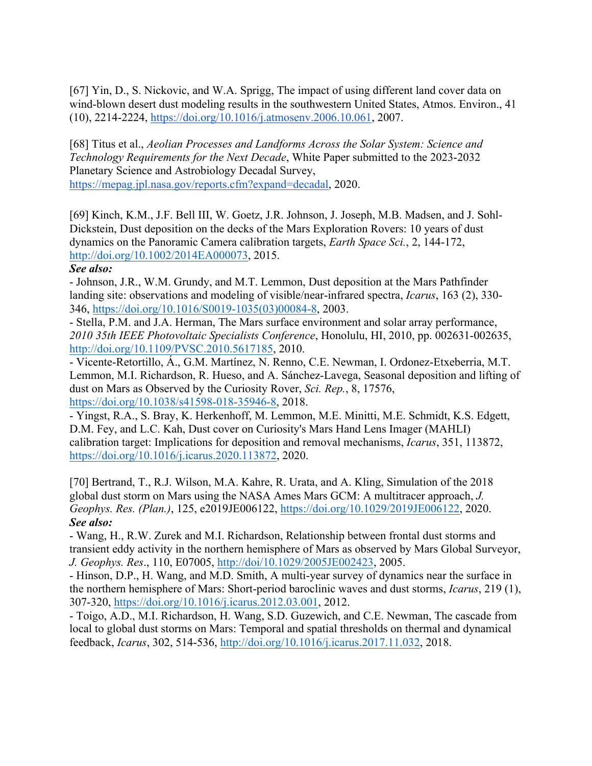[67] Yin, D., S. Nickovic, and W.A. Sprigg, The impact of using different land cover data on wind-blown desert dust modeling results in the southwestern United States, Atmos. Environ., 41 (10), 2214-2224, https://doi.org/10.1016/j.atmosenv.2006.10.061, 2007.

[68] Titus et al., *Aeolian Processes and Landforms Across the Solar System: Science and Technology Requirements for the Next Decade*, White Paper submitted to the 2023-2032 Planetary Science and Astrobiology Decadal Survey, https://mepag.jpl.nasa.gov/reports.cfm?expand=decadal, 2020.

[69] Kinch, K.M., J.F. Bell III, W. Goetz, J.R. Johnson, J. Joseph, M.B. Madsen, and J. Sohl-Dickstein, Dust deposition on the decks of the Mars Exploration Rovers: 10 years of dust dynamics on the Panoramic Camera calibration targets, *Earth Space Sci.*, 2, 144-172, http://doi.org/10.1002/2014EA000073, 2015.
***See also:***
- Johnson, J.R., W.M. Grundy, and M.T. Lemmon, Dust deposition at the Mars Pathfinder landing site: observations and modeling of visible/near-infrared spectra, *Icarus*, 163 (2), 330-346, https://doi.org/10.1016/S0019-1035(03)00084-8, 2003.
- Stella, P.M. and J.A. Herman, The Mars surface environment and solar array performance, *2010 35th IEEE Photovoltaic Specialists Conference*, Honolulu, HI, 2010, pp. 002631-002635, http://doi.org/10.1109/PVSC.2010.5617185, 2010.
- Vicente-Retortillo, Á., G.M. Martínez, N. Renno, C.E. Newman, I. Ordonez-Etxeberria, M.T. Lemmon, M.I. Richardson, R. Hueso, and A. Sánchez-Lavega, Seasonal deposition and lifting of dust on Mars as Observed by the Curiosity Rover, *Sci. Rep.*, 8, 17576, https://doi.org/10.1038/s41598-018-35946-8, 2018.
- Yingst, R.A., S. Bray, K. Herkenhoff, M. Lemmon, M.E. Minitti, M.E. Schmidt, K.S. Edgett, D.M. Fey, and L.C. Kah, Dust cover on Curiosity's Mars Hand Lens Imager (MAHLI) calibration target: Implications for deposition and removal mechanisms, *Icarus*, 351, 113872, https://doi.org/10.1016/j.icarus.2020.113872, 2020.

[70] Bertrand, T., R.J. Wilson, M.A. Kahre, R. Urata, and A. Kling, Simulation of the 2018 global dust storm on Mars using the NASA Ames Mars GCM: A multitracer approach, *J. Geophys. Res. (Plan.)*, 125, e2019JE006122, https://doi.org/10.1029/2019JE006122, 2020.
***See also:***
- Wang, H., R.W. Zurek and M.I. Richardson, Relationship between frontal dust storms and transient eddy activity in the northern hemisphere of Mars as observed by Mars Global Surveyor, *J. Geophys. Res*., 110, E07005, http://doi/10.1029/2005JE002423, 2005.
- Hinson, D.P., H. Wang, and M.D. Smith, A multi-year survey of dynamics near the surface in the northern hemisphere of Mars: Short-period baroclinic waves and dust storms, *Icarus*, 219 (1), 307-320, https://doi.org/10.1016/j.icarus.2012.03.001, 2012.
- Toigo, A.D., M.I. Richardson, H. Wang, S.D. Guzewich, and C.E. Newman, The cascade from local to global dust storms on Mars: Temporal and spatial thresholds on thermal and dynamical feedback, *Icarus*, 302, 514-536, http://doi.org/10.1016/j.icarus.2017.11.032, 2018.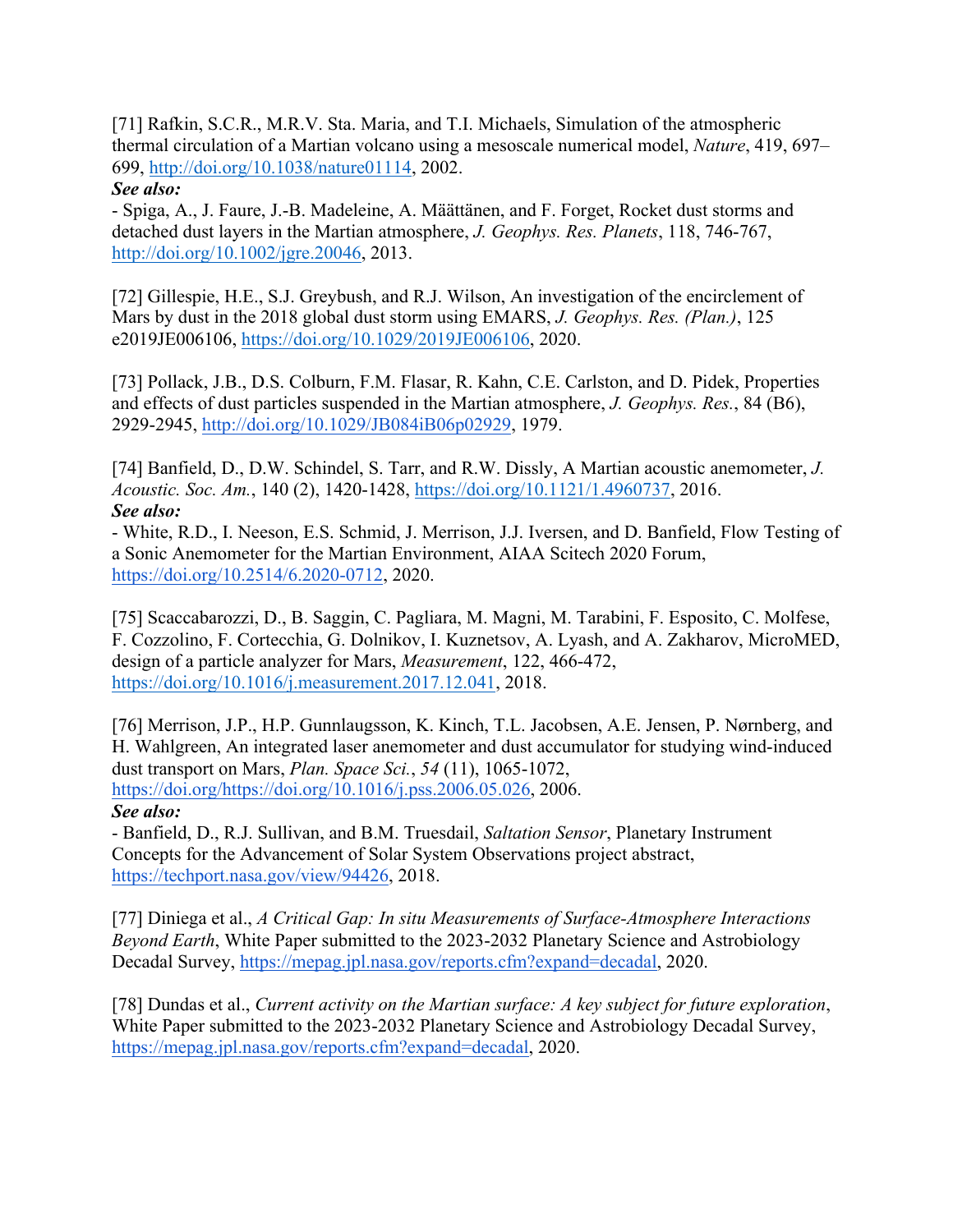[71] Rafkin, S.C.R., M.R.V. Sta. Maria, and T.I. Michaels, Simulation of the atmospheric thermal circulation of a Martian volcano using a mesoscale numerical model, *Nature*, 419, 697–699, http://doi.org/10.1038/nature01114, 2002.
***See also:***
- Spiga, A., J. Faure, J.-B. Madeleine, A. Määttänen, and F. Forget, Rocket dust storms and detached dust layers in the Martian atmosphere, *J. Geophys. Res. Planets*, 118, 746-767, http://doi.org/10.1002/jgre.20046, 2013.

[72] Gillespie, H.E., S.J. Greybush, and R.J. Wilson, An investigation of the encirclement of Mars by dust in the 2018 global dust storm using EMARS, *J. Geophys. Res. (Plan.)*, 125 e2019JE006106, https://doi.org/10.1029/2019JE006106, 2020.

[73] Pollack, J.B., D.S. Colburn, F.M. Flasar, R. Kahn, C.E. Carlston, and D. Pidek, Properties and effects of dust particles suspended in the Martian atmosphere, *J. Geophys. Res.*, 84 (B6), 2929-2945, http://doi.org/10.1029/JB084iB06p02929, 1979.

[74] Banfield, D., D.W. Schindel, S. Tarr, and R.W. Dissly, A Martian acoustic anemometer, *J. Acoustic. Soc. Am.*, 140 (2), 1420-1428, https://doi.org/10.1121/1.4960737, 2016.
***See also:***
- White, R.D., I. Neeson, E.S. Schmid, J. Merrison, J.J. Iversen, and D. Banfield, Flow Testing of a Sonic Anemometer for the Martian Environment, AIAA Scitech 2020 Forum, https://doi.org/10.2514/6.2020-0712, 2020.

[75] Scaccabarozzi, D., B. Saggin, C. Pagliara, M. Magni, M. Tarabini, F. Esposito, C. Molfese, F. Cozzolino, F. Cortecchia, G. Dolnikov, I. Kuznetsov, A. Lyash, and A. Zakharov, MicroMED, design of a particle analyzer for Mars, *Measurement*, 122, 466-472, https://doi.org/10.1016/j.measurement.2017.12.041, 2018.

[76] Merrison, J.P., H.P. Gunnlaugsson, K. Kinch, T.L. Jacobsen, A.E. Jensen, P. Nørnberg, and H. Wahlgreen, An integrated laser anemometer and dust accumulator for studying wind-induced dust transport on Mars, *Plan. Space Sci.*, *54* (11), 1065-1072, https://doi.org/https://doi.org/10.1016/j.pss.2006.05.026, 2006.
***See also:***
- Banfield, D., R.J. Sullivan, and B.M. Truesdail, *Saltation Sensor*, Planetary Instrument Concepts for the Advancement of Solar System Observations project abstract, https://techport.nasa.gov/view/94426, 2018.

[77] Diniega et al., *A Critical Gap: In situ Measurements of Surface-Atmosphere Interactions Beyond Earth*, White Paper submitted to the 2023-2032 Planetary Science and Astrobiology Decadal Survey, https://mepag.jpl.nasa.gov/reports.cfm?expand=decadal, 2020.

[78] Dundas et al., *Current activity on the Martian surface: A key subject for future exploration*, White Paper submitted to the 2023-2032 Planetary Science and Astrobiology Decadal Survey, https://mepag.jpl.nasa.gov/reports.cfm?expand=decadal, 2020.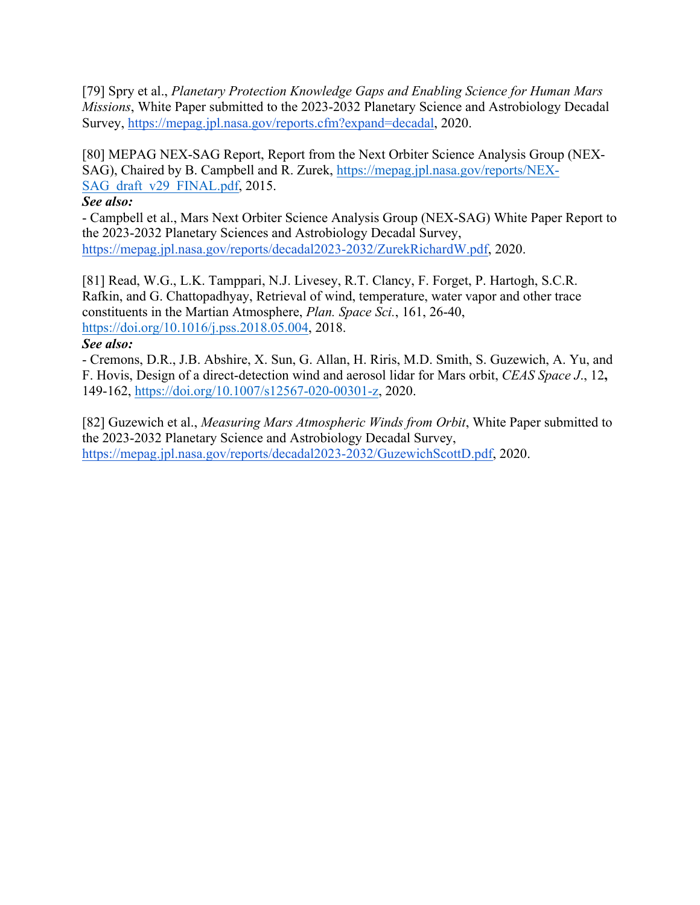[79] Spry et al., *Planetary Protection Knowledge Gaps and Enabling Science for Human Mars Missions*, White Paper submitted to the 2023-2032 Planetary Science and Astrobiology Decadal Survey, https://mepag.jpl.nasa.gov/reports.cfm?expand=decadal, 2020.

[80] MEPAG NEX-SAG Report, Report from the Next Orbiter Science Analysis Group (NEX-SAG), Chaired by B. Campbell and R. Zurek, https://mepag.jpl.nasa.gov/reports/NEX-SAG_draft_v29_FINAL.pdf, 2015.
***See also:***
- Campbell et al., Mars Next Orbiter Science Analysis Group (NEX-SAG) White Paper Report to the 2023-2032 Planetary Sciences and Astrobiology Decadal Survey, https://mepag.jpl.nasa.gov/reports/decadal2023-2032/ZurekRichardW.pdf, 2020.

[81] Read, W.G., L.K. Tamppari, N.J. Livesey, R.T. Clancy, F. Forget, P. Hartogh, S.C.R. Rafkin, and G. Chattopadhyay, Retrieval of wind, temperature, water vapor and other trace constituents in the Martian Atmosphere, *Plan. Space Sci.*, 161, 26-40, https://doi.org/10.1016/j.pss.2018.05.004, 2018.
***See also:***
- Cremons, D.R., J.B. Abshire, X. Sun, G. Allan, H. Riris, M.D. Smith, S. Guzewich, A. Yu, and F. Hovis, Design of a direct-detection wind and aerosol lidar for Mars orbit, *CEAS Space J.*, 12**,** 149-162, https://doi.org/10.1007/s12567-020-00301-z, 2020.

[82] Guzewich et al., *Measuring Mars Atmospheric Winds from Orbit*, White Paper submitted to the 2023-2032 Planetary Science and Astrobiology Decadal Survey, https://mepag.jpl.nasa.gov/reports/decadal2023-2032/GuzewichScottD.pdf, 2020.